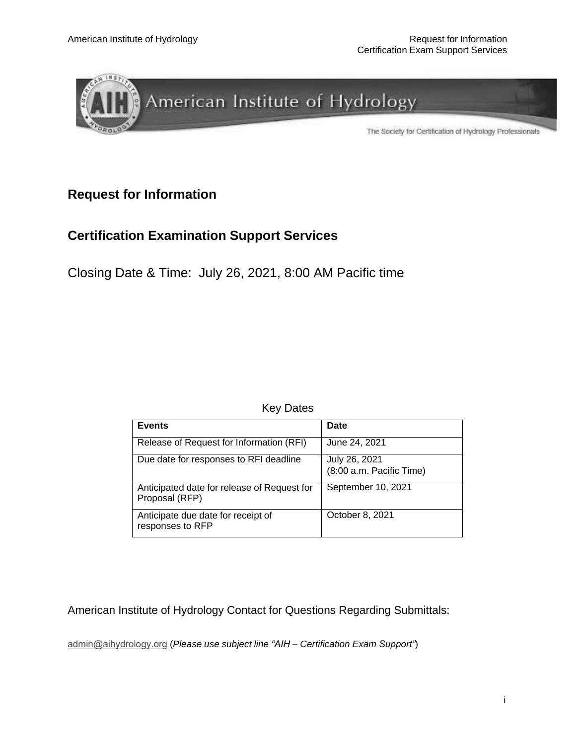# Request for Information

## Certification Examination Support Services

Closing Date & Time: July 26, 2021, 8:00 AM Pacific time

Key Dates

| Events | Date |
|---|---|
| Release of Request for Information (RFI) | June 24, 2021 |
| Due date for responses to RFI deadline | July 26, 2021 (8:00 a.m. Pacific Time) |
| Anticipated date for release of Request for Proposal (RFP) | September 10, 2021 |
| Anticipate due date for receipt of responses to RFP | October 8, 2021 |

American Institute of Hydrology Contact for Questions Regarding Submittals:

admin@aihydrology.org (*Please use subject line "AIH – Certification Exam Support"*)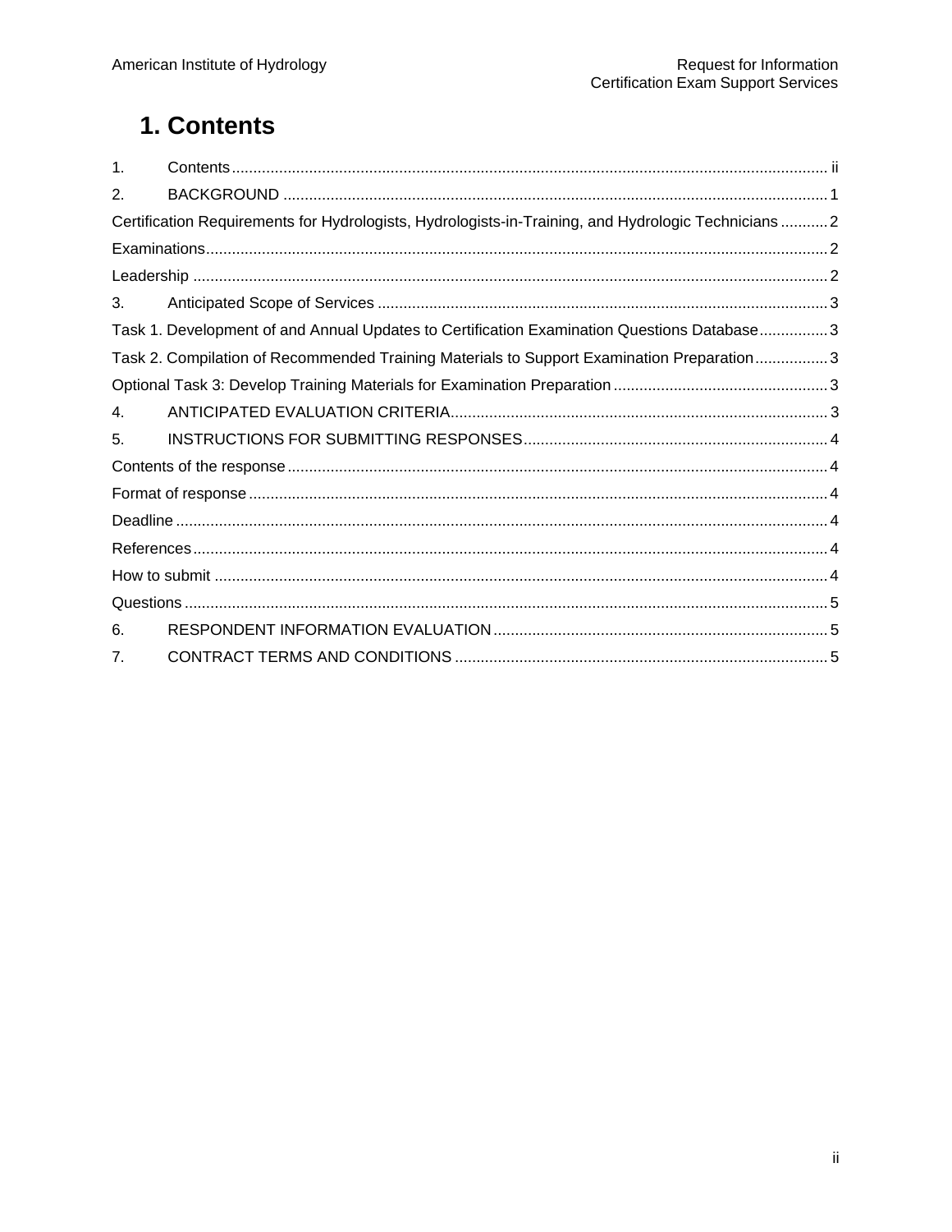# 1. Contents

| | | |
|---|---|---|
| 1. | Contents | ii |
| 2. | BACKGROUND | 1 |
| Certification Requirements for Hydrologists, Hydrologists-in-Training, and Hydrologic Technicians | | 2 |
| Examinations | | 2 |
| Leadership | | 2 |
| 3. | Anticipated Scope of Services | 3 |
| Task 1. Development of and Annual Updates to Certification Examination Questions Database | | 3 |
| Task 2. Compilation of Recommended Training Materials to Support Examination Preparation | | 3 |
| Optional Task 3: Develop Training Materials for Examination Preparation | | 3 |
| 4. | ANTICIPATED EVALUATION CRITERIA | 3 |
| 5. | INSTRUCTIONS FOR SUBMITTING RESPONSES | 4 |
| Contents of the response | | 4 |
| Format of response | | 4 |
| Deadline | | 4 |
| References | | 4 |
| How to submit | | 4 |
| Questions | | 5 |
| 6. | RESPONDENT INFORMATION EVALUATION | 5 |
| 7. | CONTRACT TERMS AND CONDITIONS | 5 |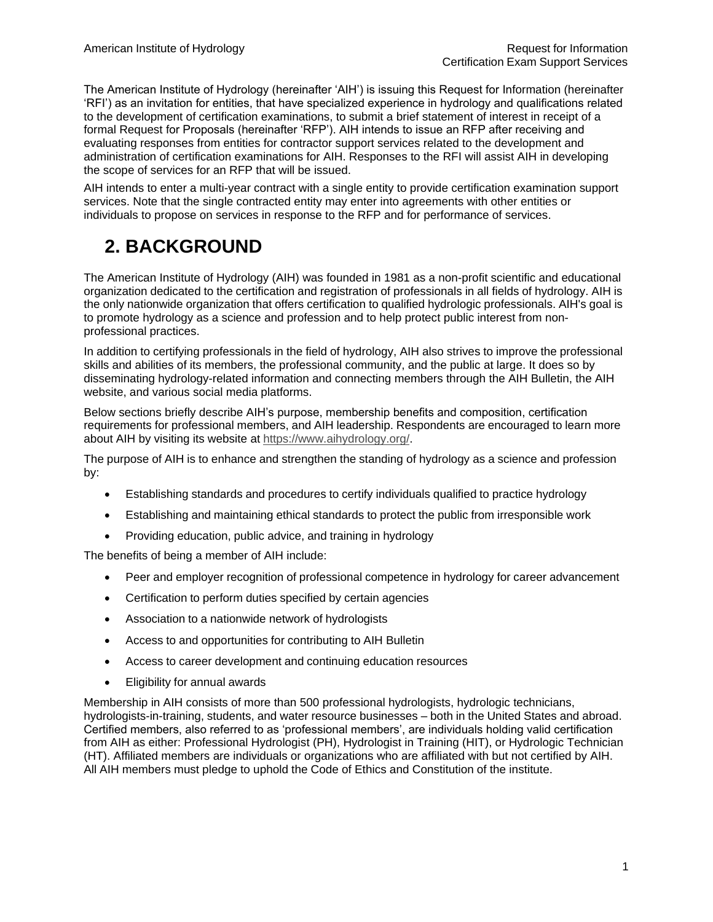The American Institute of Hydrology (hereinafter 'AIH') is issuing this Request for Information (hereinafter 'RFI') as an invitation for entities, that have specialized experience in hydrology and qualifications related to the development of certification examinations, to submit a brief statement of interest in receipt of a formal Request for Proposals (hereinafter 'RFP'). AIH intends to issue an RFP after receiving and evaluating responses from entities for contractor support services related to the development and administration of certification examinations for AIH. Responses to the RFI will assist AIH in developing the scope of services for an RFP that will be issued.

AIH intends to enter a multi-year contract with a single entity to provide certification examination support services. Note that the single contracted entity may enter into agreements with other entities or individuals to propose on services in response to the RFP and for performance of services.

# 2. BACKGROUND

The American Institute of Hydrology (AIH) was founded in 1981 as a non-profit scientific and educational organization dedicated to the certification and registration of professionals in all fields of hydrology. AIH is the only nationwide organization that offers certification to qualified hydrologic professionals. AIH's goal is to promote hydrology as a science and profession and to help protect public interest from non-professional practices.

In addition to certifying professionals in the field of hydrology, AIH also strives to improve the professional skills and abilities of its members, the professional community, and the public at large. It does so by disseminating hydrology-related information and connecting members through the AIH Bulletin, the AIH website, and various social media platforms.

Below sections briefly describe AIH's purpose, membership benefits and composition, certification requirements for professional members, and AIH leadership. Respondents are encouraged to learn more about AIH by visiting its website at https://www.aihydrology.org/.

The purpose of AIH is to enhance and strengthen the standing of hydrology as a science and profession by:

- Establishing standards and procedures to certify individuals qualified to practice hydrology
- Establishing and maintaining ethical standards to protect the public from irresponsible work
- Providing education, public advice, and training in hydrology

The benefits of being a member of AIH include:

- Peer and employer recognition of professional competence in hydrology for career advancement
- Certification to perform duties specified by certain agencies
- Association to a nationwide network of hydrologists
- Access to and opportunities for contributing to AIH Bulletin
- Access to career development and continuing education resources
- Eligibility for annual awards

Membership in AIH consists of more than 500 professional hydrologists, hydrologic technicians, hydrologists-in-training, students, and water resource businesses – both in the United States and abroad. Certified members, also referred to as 'professional members', are individuals holding valid certification from AIH as either: Professional Hydrologist (PH), Hydrologist in Training (HIT), or Hydrologic Technician (HT). Affiliated members are individuals or organizations who are affiliated with but not certified by AIH. All AIH members must pledge to uphold the Code of Ethics and Constitution of the institute.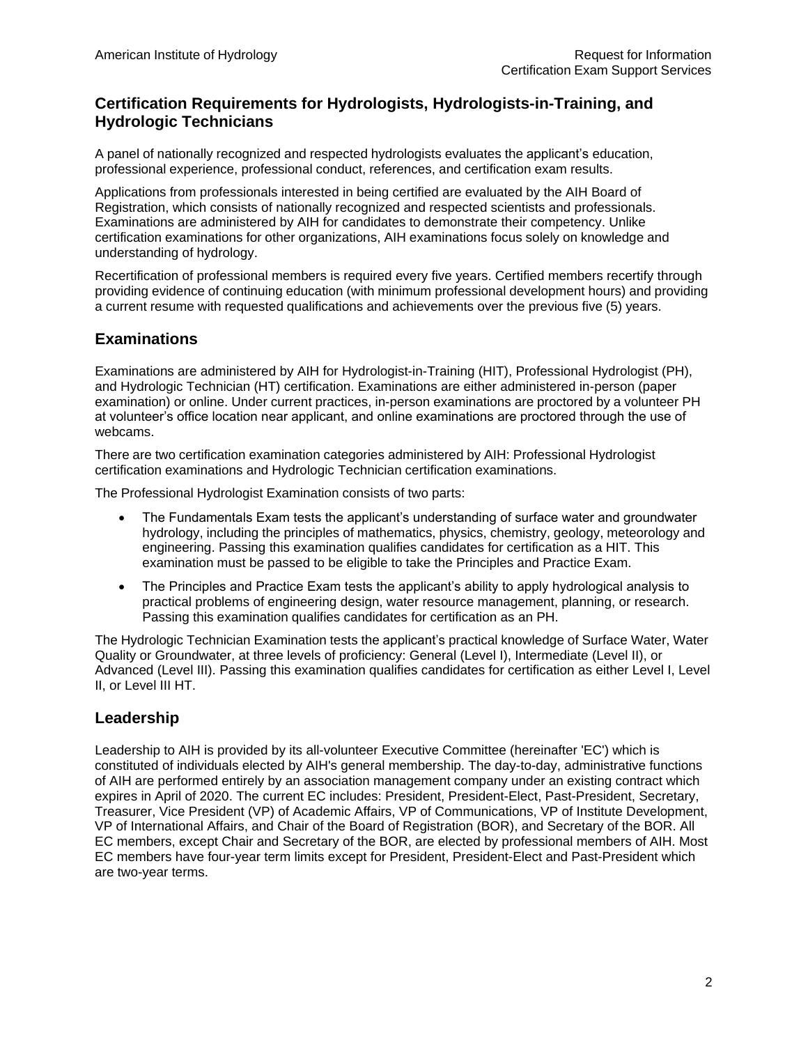## Certification Requirements for Hydrologists, Hydrologists-in-Training, and Hydrologic Technicians

A panel of nationally recognized and respected hydrologists evaluates the applicant's education, professional experience, professional conduct, references, and certification exam results.

Applications from professionals interested in being certified are evaluated by the AIH Board of Registration, which consists of nationally recognized and respected scientists and professionals. Examinations are administered by AIH for candidates to demonstrate their competency. Unlike certification examinations for other organizations, AIH examinations focus solely on knowledge and understanding of hydrology.

Recertification of professional members is required every five years. Certified members recertify through providing evidence of continuing education (with minimum professional development hours) and providing a current resume with requested qualifications and achievements over the previous five (5) years.

## Examinations

Examinations are administered by AIH for Hydrologist-in-Training (HIT), Professional Hydrologist (PH), and Hydrologic Technician (HT) certification. Examinations are either administered in-person (paper examination) or online. Under current practices, in-person examinations are proctored by a volunteer PH at volunteer's office location near applicant, and online examinations are proctored through the use of webcams.

There are two certification examination categories administered by AIH: Professional Hydrologist certification examinations and Hydrologic Technician certification examinations.

The Professional Hydrologist Examination consists of two parts:

- The Fundamentals Exam tests the applicant's understanding of surface water and groundwater hydrology, including the principles of mathematics, physics, chemistry, geology, meteorology and engineering. Passing this examination qualifies candidates for certification as a HIT. This examination must be passed to be eligible to take the Principles and Practice Exam.
- The Principles and Practice Exam tests the applicant's ability to apply hydrological analysis to practical problems of engineering design, water resource management, planning, or research. Passing this examination qualifies candidates for certification as an PH.

The Hydrologic Technician Examination tests the applicant's practical knowledge of Surface Water, Water Quality or Groundwater, at three levels of proficiency: General (Level I), Intermediate (Level II), or Advanced (Level III). Passing this examination qualifies candidates for certification as either Level I, Level II, or Level III HT.

## Leadership

Leadership to AIH is provided by its all-volunteer Executive Committee (hereinafter 'EC') which is constituted of individuals elected by AIH's general membership. The day-to-day, administrative functions of AIH are performed entirely by an association management company under an existing contract which expires in April of 2020. The current EC includes: President, President-Elect, Past-President, Secretary, Treasurer, Vice President (VP) of Academic Affairs, VP of Communications, VP of Institute Development, VP of International Affairs, and Chair of the Board of Registration (BOR), and Secretary of the BOR. All EC members, except Chair and Secretary of the BOR, are elected by professional members of AIH. Most EC members have four-year term limits except for President, President-Elect and Past-President which are two-year terms.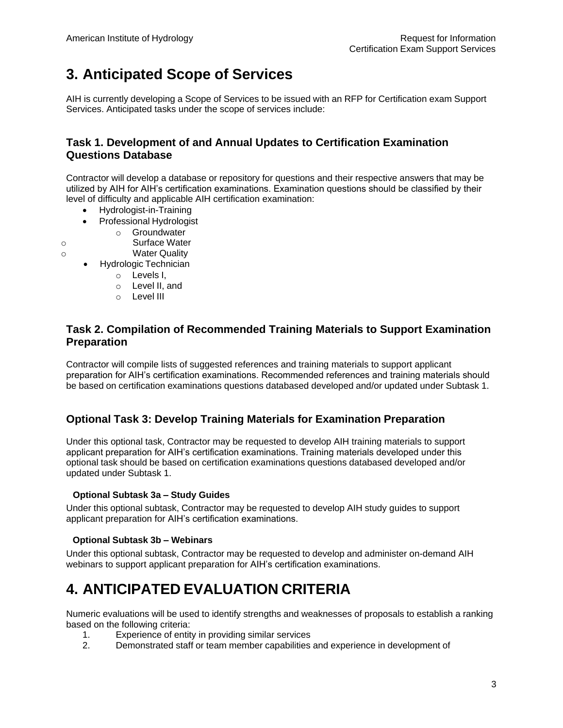# 3. Anticipated Scope of Services

AIH is currently developing a Scope of Services to be issued with an RFP for Certification exam Support Services. Anticipated tasks under the scope of services include:

### Task 1. Development of and Annual Updates to Certification Examination Questions Database

Contractor will develop a database or repository for questions and their respective answers that may be utilized by AIH for AIH's certification examinations. Examination questions should be classified by their level of difficulty and applicable AIH certification examination:

- Hydrologist-in-Training
- Professional Hydrologist
  - Groundwater
  - Surface Water
  - Water Quality
- Hydrologic Technician
  - Levels I,
  - Level II, and
  - Level III

### Task 2. Compilation of Recommended Training Materials to Support Examination Preparation

Contractor will compile lists of suggested references and training materials to support applicant preparation for AIH's certification examinations. Recommended references and training materials should be based on certification examinations questions databased developed and/or updated under Subtask 1.

### Optional Task 3: Develop Training Materials for Examination Preparation

Under this optional task, Contractor may be requested to develop AIH training materials to support applicant preparation for AIH's certification examinations. Training materials developed under this optional task should be based on certification examinations questions databased developed and/or updated under Subtask 1.

#### Optional Subtask 3a – Study Guides

Under this optional subtask, Contractor may be requested to develop AIH study guides to support applicant preparation for AIH's certification examinations.

#### Optional Subtask 3b – Webinars

Under this optional subtask, Contractor may be requested to develop and administer on-demand AIH webinars to support applicant preparation for AIH's certification examinations.

# 4. ANTICIPATED EVALUATION CRITERIA

Numeric evaluations will be used to identify strengths and weaknesses of proposals to establish a ranking based on the following criteria:

1. Experience of entity in providing similar services
2. Demonstrated staff or team member capabilities and experience in development of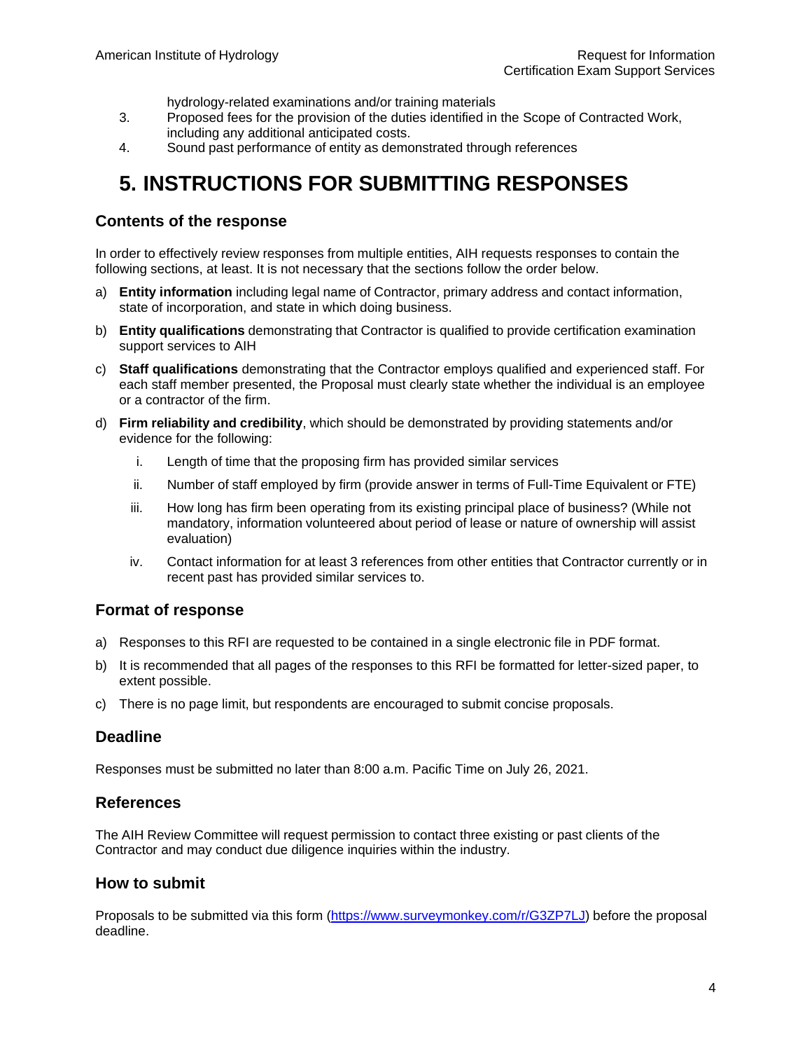hydrology-related examinations and/or training materials

3. Proposed fees for the provision of the duties identified in the Scope of Contracted Work, including any additional anticipated costs.
4. Sound past performance of entity as demonstrated through references

# 5. INSTRUCTIONS FOR SUBMITTING RESPONSES

## Contents of the response

In order to effectively review responses from multiple entities, AIH requests responses to contain the following sections, at least. It is not necessary that the sections follow the order below.

a) **Entity information** including legal name of Contractor, primary address and contact information, state of incorporation, and state in which doing business.

b) **Entity qualifications** demonstrating that Contractor is qualified to provide certification examination support services to AIH

c) **Staff qualifications** demonstrating that the Contractor employs qualified and experienced staff. For each staff member presented, the Proposal must clearly state whether the individual is an employee or a contractor of the firm.

d) **Firm reliability and credibility**, which should be demonstrated by providing statements and/or evidence for the following:

   i. Length of time that the proposing firm has provided similar services

   ii. Number of staff employed by firm (provide answer in terms of Full-Time Equivalent or FTE)

   iii. How long has firm been operating from its existing principal place of business? (While not mandatory, information volunteered about period of lease or nature of ownership will assist evaluation)

   iv. Contact information for at least 3 references from other entities that Contractor currently or in recent past has provided similar services to.

## Format of response

a) Responses to this RFI are requested to be contained in a single electronic file in PDF format.

b) It is recommended that all pages of the responses to this RFI be formatted for letter-sized paper, to extent possible.

c) There is no page limit, but respondents are encouraged to submit concise proposals.

## Deadline

Responses must be submitted no later than 8:00 a.m. Pacific Time on July 26, 2021.

## References

The AIH Review Committee will request permission to contact three existing or past clients of the Contractor and may conduct due diligence inquiries within the industry.

## How to submit

Proposals to be submitted via this form (https://www.surveymonkey.com/r/G3ZP7LJ) before the proposal deadline.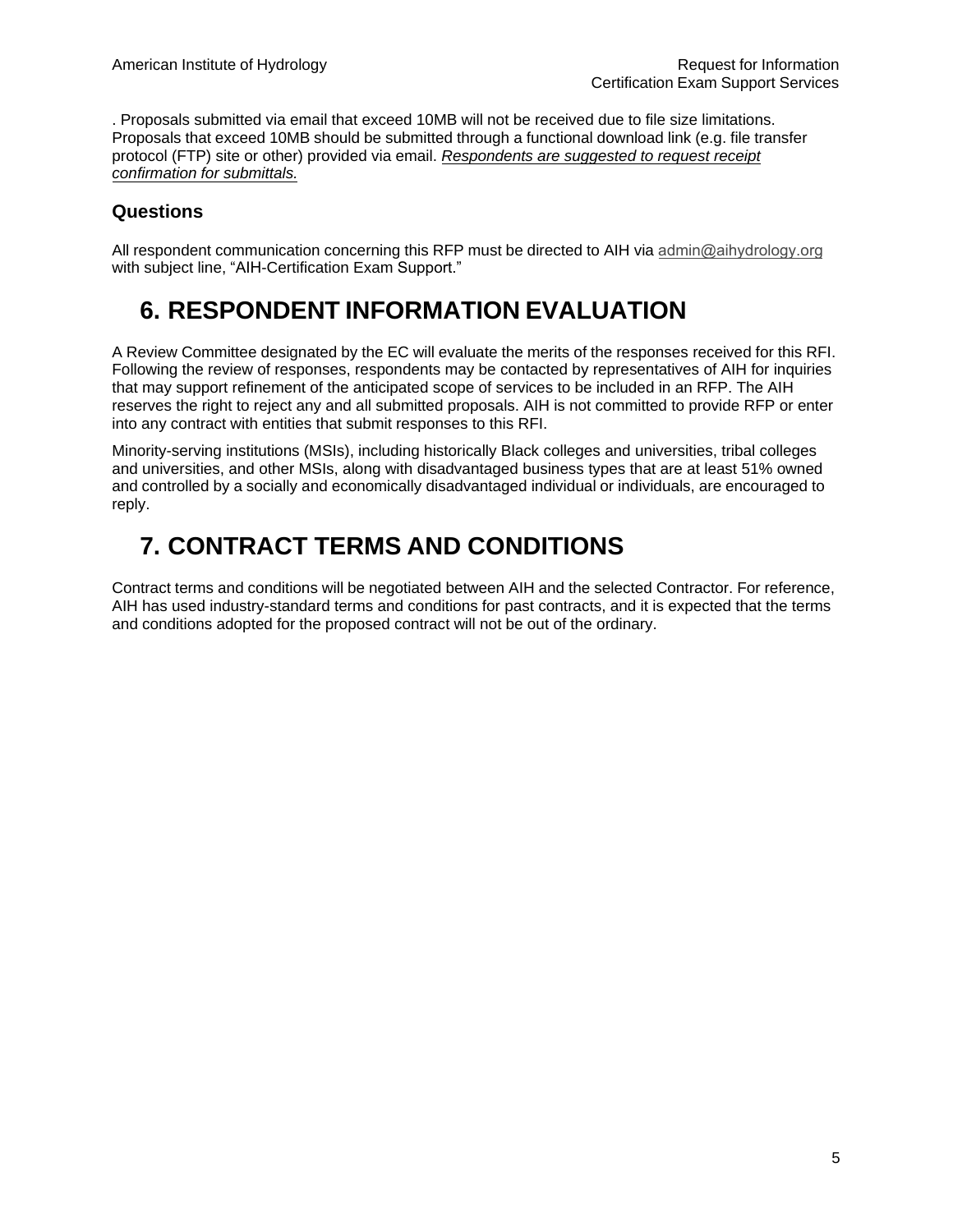. Proposals submitted via email that exceed 10MB will not be received due to file size limitations. Proposals that exceed 10MB should be submitted through a functional download link (e.g. file transfer protocol (FTP) site or other) provided via email. *Respondents are suggested to request receipt confirmation for submittals.*

### Questions

All respondent communication concerning this RFP must be directed to AIH via admin@aihydrology.org with subject line, “AIH-Certification Exam Support.”

# 6. RESPONDENT INFORMATION EVALUATION

A Review Committee designated by the EC will evaluate the merits of the responses received for this RFI. Following the review of responses, respondents may be contacted by representatives of AIH for inquiries that may support refinement of the anticipated scope of services to be included in an RFP. The AIH reserves the right to reject any and all submitted proposals. AIH is not committed to provide RFP or enter into any contract with entities that submit responses to this RFI.

Minority-serving institutions (MSIs), including historically Black colleges and universities, tribal colleges and universities, and other MSIs, along with disadvantaged business types that are at least 51% owned and controlled by a socially and economically disadvantaged individual or individuals, are encouraged to reply.

# 7. CONTRACT TERMS AND CONDITIONS

Contract terms and conditions will be negotiated between AIH and the selected Contractor. For reference, AIH has used industry-standard terms and conditions for past contracts, and it is expected that the terms and conditions adopted for the proposed contract will not be out of the ordinary.